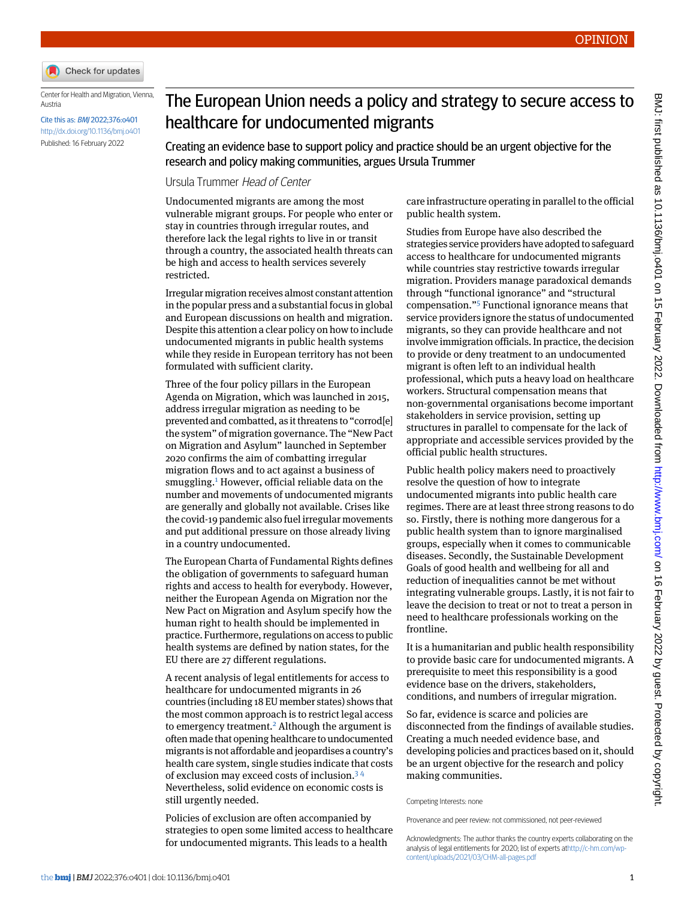OPINION

Center for Health and Migration, Vienna, Austria

Cite this as: *BMJ* 2022;376:o401

http://dx.doi.org/10.1136/bmj.o401

Published: 16 February 2022

# The European Union needs a policy and strategy to secure access to healthcare for undocumented migrants

## Creating an evidence base to support policy and practice should be an urgent objective for the research and policy making communities, argues Ursula Trummer

Ursula Trummer *Head of Center*

Undocumented migrants are among the most vulnerable migrant groups. For people who enter or stay in countries through irregular routes, and therefore lack the legal rights to live in or transit through a country, the associated health threats can be high and access to health services severely restricted.

Irregular migration receives almost constant attention in the popular press and a substantial focus in global and European discussions on health and migration. Despite this attention a clear policy on how to include undocumented migrants in public health systems while they reside in European territory has not been formulated with sufficient clarity.

Three of the four policy pillars in the European Agenda on Migration, which was launched in 2015, address irregular migration as needing to be prevented and combatted, as it threatens to "corrod[e] the system" of migration governance. The "New Pact on Migration and Asylum" launched in September 2020 confirms the aim of combatting irregular migration flows and to act against a business of smuggling.[1] However, official reliable data on the number and movements of undocumented migrants are generally and globally not available. Crises like the covid-19 pandemic also fuel irregular movements and put additional pressure on those already living in a country undocumented.

The European Charta of Fundamental Rights defines the obligation of governments to safeguard human rights and access to health for everybody. However, neither the European Agenda on Migration nor the New Pact on Migration and Asylum specify how the human right to health should be implemented in practice. Furthermore, regulations on access to public health systems are defined by nation states, for the EU there are 27 different regulations.

A recent analysis of legal entitlements for access to healthcare for undocumented migrants in 26 countries (including 18 EU member states) shows that the most common approach is to restrict legal access to emergency treatment.[2] Although the argument is often made that opening healthcare to undocumented migrants is not affordable and jeopardises a country's health care system, single studies indicate that costs of exclusion may exceed costs of inclusion.[3,4] Nevertheless, solid evidence on economic costs is still urgently needed.

Policies of exclusion are often accompanied by strategies to open some limited access to healthcare for undocumented migrants. This leads to a health care infrastructure operating in parallel to the official public health system.

Studies from Europe have also described the strategies service providers have adopted to safeguard access to healthcare for undocumented migrants while countries stay restrictive towards irregular migration. Providers manage paradoxical demands through "functional ignorance" and "structural compensation."[5] Functional ignorance means that service providers ignore the status of undocumented migrants, so they can provide healthcare and not involve immigration officials. In practice, the decision to provide or deny treatment to an undocumented migrant is often left to an individual health professional, which puts a heavy load on healthcare workers. Structural compensation means that non-governmental organisations become important stakeholders in service provision, setting up structures in parallel to compensate for the lack of appropriate and accessible services provided by the official public health structures.

Public health policy makers need to proactively resolve the question of how to integrate undocumented migrants into public health care regimes. There are at least three strong reasons to do so. Firstly, there is nothing more dangerous for a public health system than to ignore marginalised groups, especially when it comes to communicable diseases. Secondly, the Sustainable Development Goals of good health and wellbeing for all and reduction of inequalities cannot be met without integrating vulnerable groups. Lastly, it is not fair to leave the decision to treat or not to treat a person in need to healthcare professionals working on the frontline.

It is a humanitarian and public health responsibility to provide basic care for undocumented migrants. A prerequisite to meet this responsibility is a good evidence base on the drivers, stakeholders, conditions, and numbers of irregular migration.

So far, evidence is scarce and policies are disconnected from the findings of available studies. Creating a much needed evidence base, and developing policies and practices based on it, should be an urgent objective for the research and policy making communities.

Competing Interests: none

Provenance and peer review: not commissioned, not peer-reviewed

Acknowledgments: The author thanks the country experts collaborating on the analysis of legal entitlements for 2020; list of experts at http://c-hm.com/wp-content/uploads/2021/03/CHM-all-pages.pdf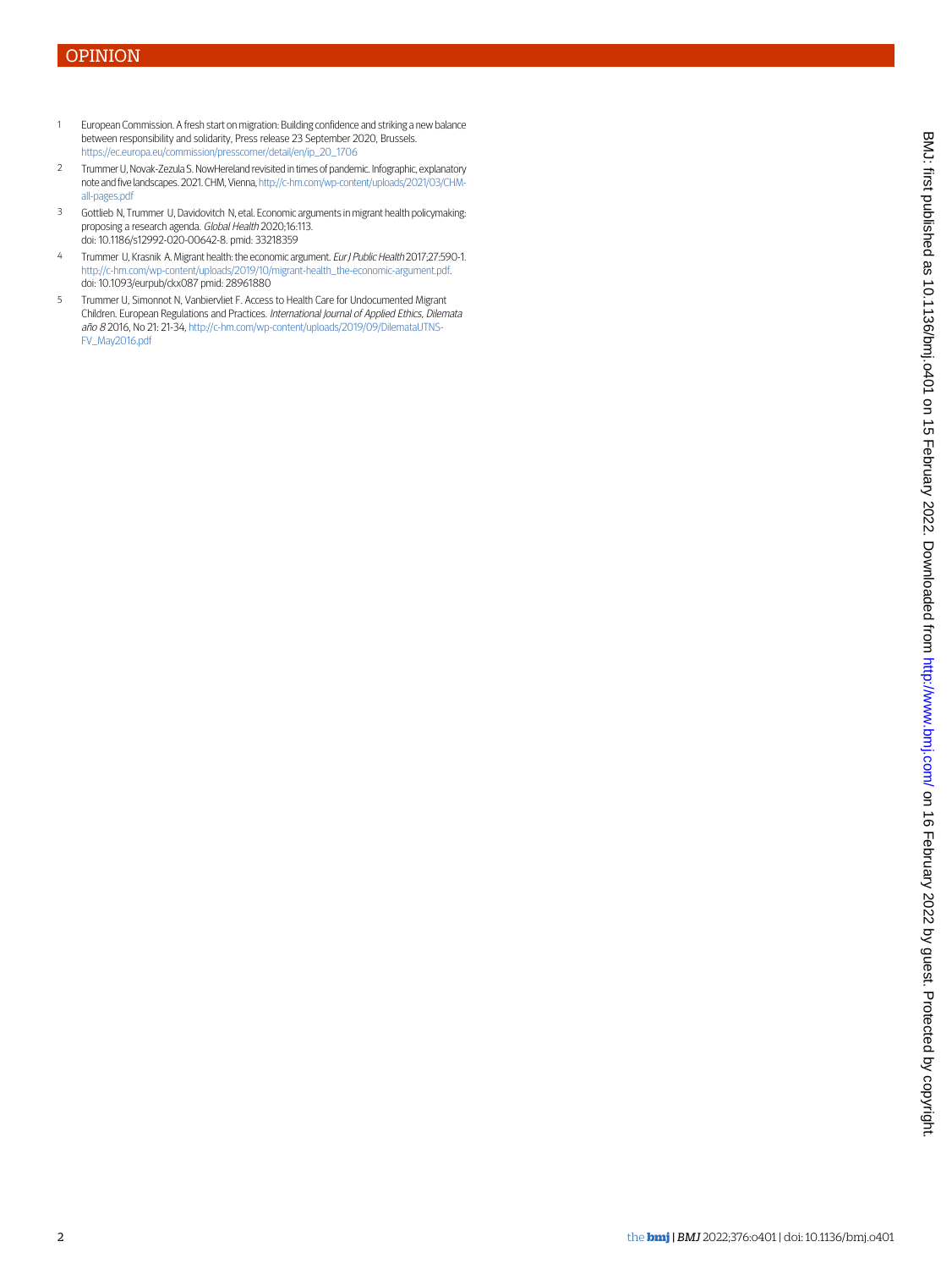1. European Commission. A fresh start on migration: Building confidence and striking a new balance between responsibility and solidarity, Press release 23 September 2020, Brussels. https://ec.europa.eu/commission/presscorner/detail/en/ip_20_1706
2. Trummer U, Novak-Zezula S. NowHereland revisited in times of pandemic. Infographic, explanatory note and five landscapes. 2021. CHM, Vienna, http://c-hm.com/wp-content/uploads/2021/03/CHM-all-pages.pdf
3. Gottlieb N, Trummer U, Davidovitch N, etal. Economic arguments in migrant health policymaking: proposing a research agenda. *Global Health* 2020;16:113. doi: 10.1186/s12992-020-00642-8. pmid: 33218359
4. Trummer U, Krasnik A. Migrant health: the economic argument. *Eur J Public Health* 2017;27:590-1. http://c-hm.com/wp-content/uploads/2019/10/migrant-health_the-economic-argument.pdf. doi: 10.1093/eurpub/ckx087 pmid: 28961880
5. Trummer U, Simonnot N, Vanbiervliet F. Access to Health Care for Undocumented Migrant Children. European Regulations and Practices. *International Journal of Applied Ethics, Dilemata año 8* 2016, No 21: 21-34, http://c-hm.com/wp-content/uploads/2019/09/DilemataUTNS-FV_May2016.pdf